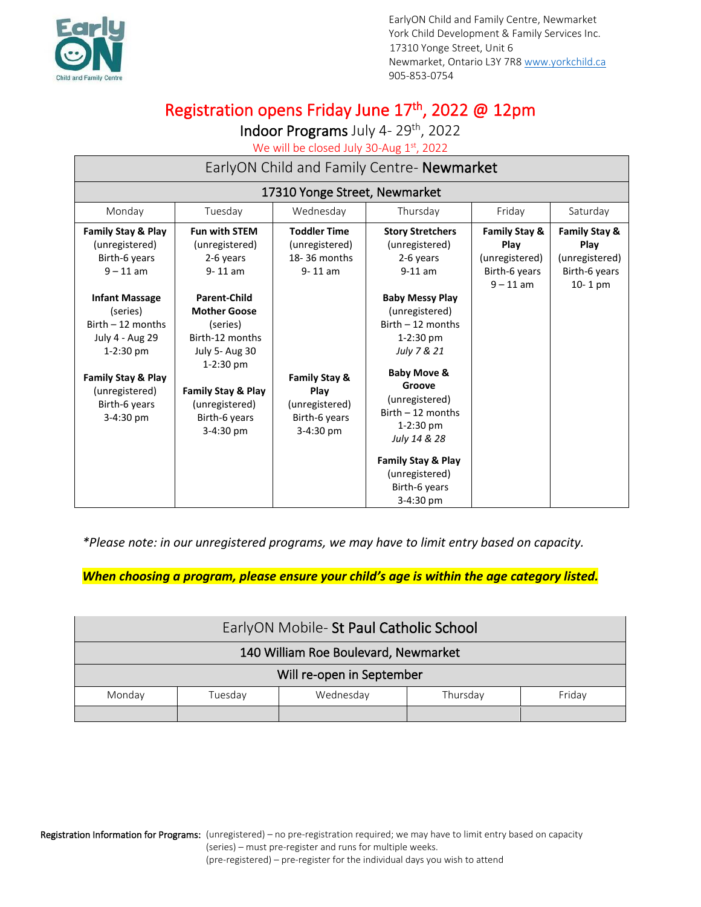EarlyON Child and Family Centre, Newmarket
York Child Development & Family Services Inc.
17310 Yonge Street, Unit 6
Newmarket, Ontario L3Y 7R8 www.yorkchild.ca
905-853-0754

# Registration opens Friday June 17th, 2022 @ 12pm

## Indoor Programs July 4- 29th, 2022

We will be closed July 30-Aug 1st, 2022

| EarlyON Child and Family Centre- **Newmarket** | | | | | |
|---|---|---|---|---|---|
| **17310 Yonge Street, Newmarket** | | | | | |
| Monday | Tuesday | Wednesday | Thursday | Friday | Saturday |
| **Family Stay & Play** (unregistered) Birth-6 years 9 – 11 am<br><br>**Infant Massage** (series) Birth – 12 months July 4 - Aug 29 1-2:30 pm<br><br>**Family Stay & Play** (unregistered) Birth-6 years 3-4:30 pm | **Fun with STEM** (unregistered) 2-6 years 9- 11 am<br><br>**Parent-Child Mother Goose** (series) Birth-12 months July 5- Aug 30 1-2:30 pm<br><br>**Family Stay & Play** (unregistered) Birth-6 years 3-4:30 pm | **Toddler Time** (unregistered) 18- 36 months 9- 11 am<br><br>**Family Stay & Play** (unregistered) Birth-6 years 3-4:30 pm | **Story Stretchers** (unregistered) 2-6 years 9-11 am<br><br>**Baby Messy Play** (unregistered) Birth – 12 months 1-2:30 pm *July 7 & 21*<br><br>**Baby Move & Groove** (unregistered) Birth – 12 months 1-2:30 pm *July 14 & 28*<br><br>**Family Stay & Play** (unregistered) Birth-6 years 3-4:30 pm | **Family Stay & Play** (unregistered) Birth-6 years 9 – 11 am | **Family Stay & Play** (unregistered) Birth-6 years 10- 1 pm |

*\*Please note: in our unregistered programs, we may have to limit entry based on capacity.*

***When choosing a program, please ensure your child's age is within the age category listed.***

| EarlyON Mobile- **St Paul Catholic School** | | | | |
|---|---|---|---|---|
| **140 William Roe Boulevard, Newmarket** | | | | |
| **Will re-open in September** | | | | |
| Monday | Tuesday | Wednesday | Thursday | Friday |
| | | | | |

**Registration Information for Programs:** (unregistered) – no pre-registration required; we may have to limit entry based on capacity
(series) – must pre-register and runs for multiple weeks.
(pre-registered) – pre-register for the individual days you wish to attend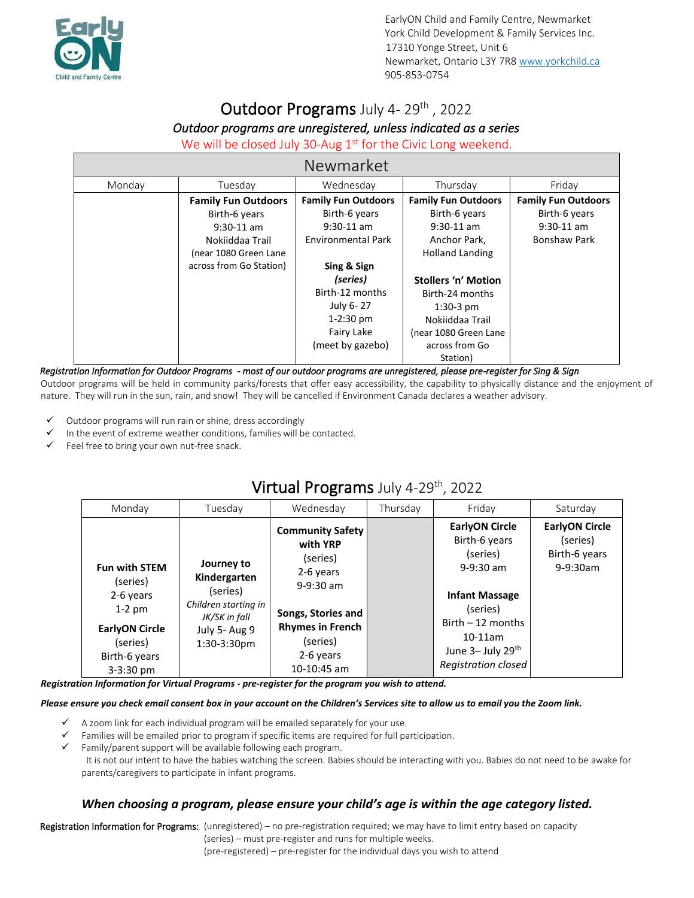EarlyON Child and Family Centre, Newmarket
York Child Development & Family Services Inc.
17310 Yonge Street, Unit 6
Newmarket, Ontario L3Y 7R8 www.yorkchild.ca
905-853-0754

# Outdoor Programs July 4- 29th, 2022

*Outdoor programs are unregistered, unless indicated as a series*

We will be closed July 30-Aug 1st for the Civic Long weekend.

| Newmarket | | | | |
|---|---|---|---|---|
| Monday | Tuesday | Wednesday | Thursday | Friday |
| | **Family Fun Outdoors** Birth-6 years 9:30-11 am Nokiiddaa Trail (near 1080 Green Lane across from Go Station) | **Family Fun Outdoors** Birth-6 years 9:30-11 am Environmental Park<br><br>**Sing & Sign** ***(series)*** Birth-12 months July 6- 27 1-2:30 pm Fairy Lake (meet by gazebo) | **Family Fun Outdoors** Birth-6 years 9:30-11 am Anchor Park, Holland Landing<br><br>**Stollers 'n' Motion** Birth-24 months 1:30-3 pm Nokiiddaa Trail (near 1080 Green Lane across from Go Station) | **Family Fun Outdoors** Birth-6 years 9:30-11 am Bonshaw Park |

*Registration Information for Outdoor Programs - most of our outdoor programs are unregistered, please pre-register for Sing & Sign*

Outdoor programs will be held in community parks/forests that offer easy accessibility, the capability to physically distance and the enjoyment of nature. They will run in the sun, rain, and snow! They will be cancelled if Environment Canada declares a weather advisory.

- ✓ Outdoor programs will run rain or shine, dress accordingly
- ✓ In the event of extreme weather conditions, families will be contacted.
- ✓ Feel free to bring your own nut-free snack.

# Virtual Programs July 4-29th, 2022

| Monday | Tuesday | Wednesday | Thursday | Friday | Saturday |
|---|---|---|---|---|---|
| **Fun with STEM** (series) 2-6 years 1-2 pm<br><br>**EarlyON Circle** (series) Birth-6 years 3-3:30 pm | **Journey to Kindergarten** (series) *Children starting in JK/SK in fall* July 5- Aug 9 1:30-3:30pm | **Community Safety with YRP** (series) 2-6 years 9-9:30 am<br><br>**Songs, Stories and Rhymes in French** (series) 2-6 years 10-10:45 am | | **EarlyON Circle** Birth-6 years (series) 9-9:30 am<br><br>**Infant Massage** (series) Birth – 12 months 10-11am June 3– July 29th *Registration closed* | **EarlyON Circle** (series) Birth-6 years 9-9:30am |

***Registration Information for Virtual Programs - pre-register for the program you wish to attend.***

***Please ensure you check email consent box in your account on the Children's Services site to allow us to email you the Zoom link.***

- ✓ A zoom link for each individual program will be emailed separately for your use.
- ✓ Families will be emailed prior to program if specific items are required for full participation.
- ✓ Family/parent support will be available following each program.

  It is not our intent to have the babies watching the screen. Babies should be interacting with you. Babies do not need to be awake for parents/caregivers to participate in infant programs.

### *When choosing a program, please ensure your child's age is within the age category listed.*

Registration Information for Programs:
(unregistered) – no pre-registration required; we may have to limit entry based on capacity
(series) – must pre-register and runs for multiple weeks.
(pre-registered) – pre-register for the individual days you wish to attend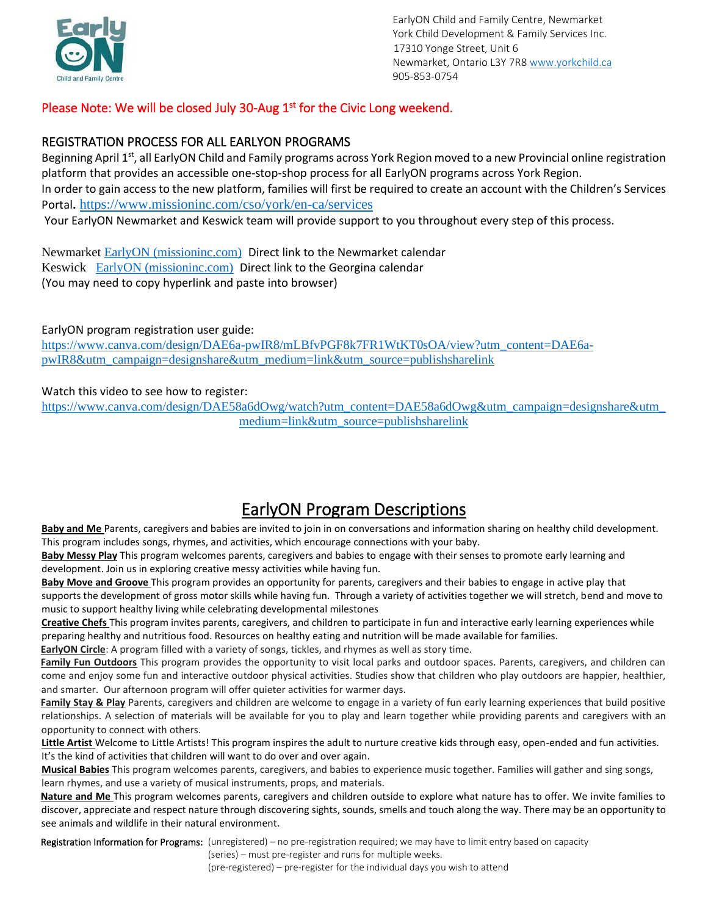EarlyON Child and Family Centre, Newmarket
York Child Development & Family Services Inc.
17310 Yonge Street, Unit 6
Newmarket, Ontario L3Y 7R8 www.yorkchild.ca
905-853-0754

**Please Note: We will be closed July 30-Aug 1st for the Civic Long weekend.**

## REGISTRATION PROCESS FOR ALL EARLYON PROGRAMS

Beginning April 1st, all EarlyON Child and Family programs across York Region moved to a new Provincial online registration platform that provides an accessible one-stop-shop process for all EarlyON programs across York Region.
In order to gain access to the new platform, families will first be required to create an account with the Children's Services Portal. https://www.missioninc.com/cso/york/en-ca/services
Your EarlyON Newmarket and Keswick team will provide support to you throughout every step of this process.

Newmarket EarlyON (missioninc.com) Direct link to the Newmarket calendar
Keswick EarlyON (missioninc.com) Direct link to the Georgina calendar
(You may need to copy hyperlink and paste into browser)

EarlyON program registration user guide:
https://www.canva.com/design/DAE6a-pwIR8/mLBfvPGF8k7FR1WtKT0sOA/view?utm_content=DAE6a-pwIR8&utm_campaign=designshare&utm_medium=link&utm_source=publishsharelink

Watch this video to see how to register:
https://www.canva.com/design/DAE58a6dOwg/watch?utm_content=DAE58a6dOwg&utm_campaign=designshare&utm_medium=link&utm_source=publishsharelink

## EarlyON Program Descriptions

**Baby and Me** Parents, caregivers and babies are invited to join in on conversations and information sharing on healthy child development. This program includes songs, rhymes, and activities, which encourage connections with your baby.

**Baby Messy Play** This program welcomes parents, caregivers and babies to engage with their senses to promote early learning and development. Join us in exploring creative messy activities while having fun.

**Baby Move and Groove** This program provides an opportunity for parents, caregivers and their babies to engage in active play that supports the development of gross motor skills while having fun. Through a variety of activities together we will stretch, bend and move to music to support healthy living while celebrating developmental milestones

**Creative Chefs** This program invites parents, caregivers, and children to participate in fun and interactive early learning experiences while preparing healthy and nutritious food. Resources on healthy eating and nutrition will be made available for families.

**EarlyON Circle**: A program filled with a variety of songs, tickles, and rhymes as well as story time.

**Family Fun Outdoors** This program provides the opportunity to visit local parks and outdoor spaces. Parents, caregivers, and children can come and enjoy some fun and interactive outdoor physical activities. Studies show that children who play outdoors are happier, healthier, and smarter. Our afternoon program will offer quieter activities for warmer days.

**Family Stay & Play** Parents, caregivers and children are welcome to engage in a variety of fun early learning experiences that build positive relationships. A selection of materials will be available for you to play and learn together while providing parents and caregivers with an opportunity to connect with others.

**Little Artist** Welcome to Little Artists! This program inspires the adult to nurture creative kids through easy, open-ended and fun activities. It's the kind of activities that children will want to do over and over again.

**Musical Babies** This program welcomes parents, caregivers, and babies to experience music together. Families will gather and sing songs, learn rhymes, and use a variety of musical instruments, props, and materials.

**Nature and Me** This program welcomes parents, caregivers and children outside to explore what nature has to offer. We invite families to discover, appreciate and respect nature through discovering sights, sounds, smells and touch along the way. There may be an opportunity to see animals and wildlife in their natural environment.

**Registration Information for Programs:**
(unregistered) – no pre-registration required; we may have to limit entry based on capacity
(series) – must pre-register and runs for multiple weeks.
(pre-registered) – pre-register for the individual days you wish to attend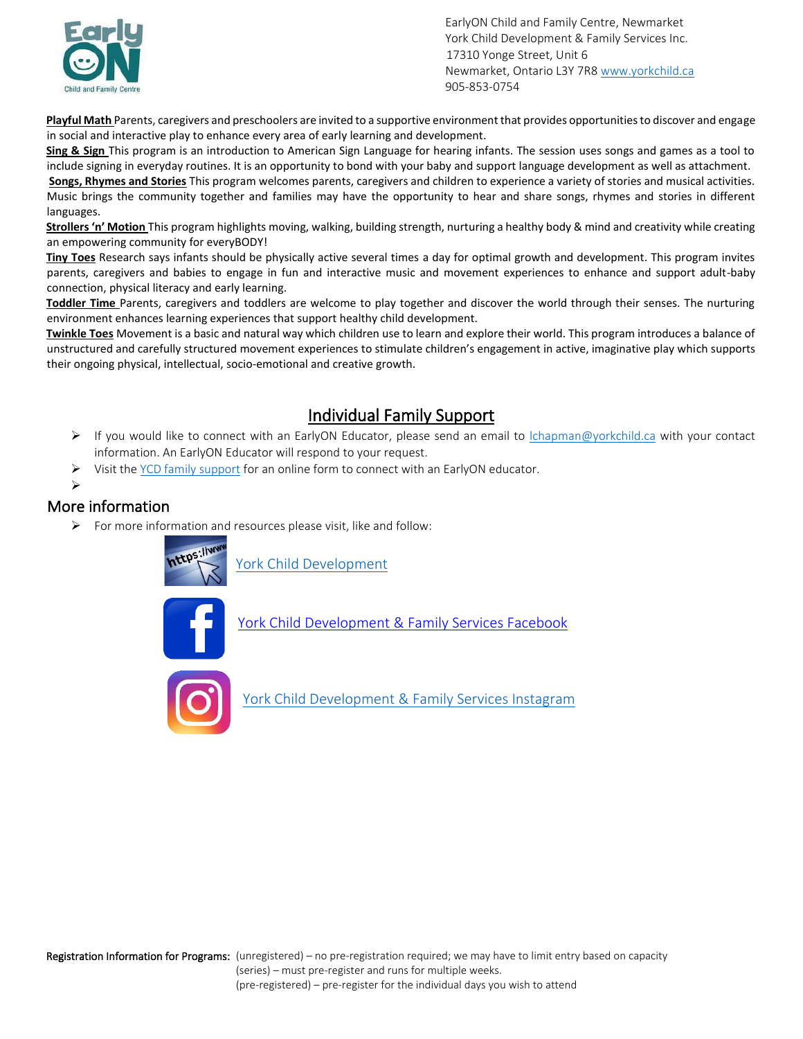EarlyON Child and Family Centre, Newmarket
York Child Development & Family Services Inc.
17310 Yonge Street, Unit 6
Newmarket, Ontario L3Y 7R8 www.yorkchild.ca
905-853-0754

**Playful Math** Parents, caregivers and preschoolers are invited to a supportive environment that provides opportunities to discover and engage in social and interactive play to enhance every area of early learning and development.

**Sing & Sign** This program is an introduction to American Sign Language for hearing infants. The session uses songs and games as a tool to include signing in everyday routines. It is an opportunity to bond with your baby and support language development as well as attachment.

**Songs, Rhymes and Stories** This program welcomes parents, caregivers and children to experience a variety of stories and musical activities. Music brings the community together and families may have the opportunity to hear and share songs, rhymes and stories in different languages.

**Strollers 'n' Motion** This program highlights moving, walking, building strength, nurturing a healthy body & mind and creativity while creating an empowering community for everyBODY!

**Tiny Toes** Research says infants should be physically active several times a day for optimal growth and development. This program invites parents, caregivers and babies to engage in fun and interactive music and movement experiences to enhance and support adult-baby connection, physical literacy and early learning.

**Toddler Time** Parents, caregivers and toddlers are welcome to play together and discover the world through their senses. The nurturing environment enhances learning experiences that support healthy child development.

**Twinkle Toes** Movement is a basic and natural way which children use to learn and explore their world. This program introduces a balance of unstructured and carefully structured movement experiences to stimulate children's engagement in active, imaginative play which supports their ongoing physical, intellectual, socio-emotional and creative growth.

## Individual Family Support

- If you would like to connect with an EarlyON Educator, please send an email to lchapman@yorkchild.ca with your contact information. An EarlyON Educator will respond to your request.
- Visit the YCD family support for an online form to connect with an EarlyON educator.

## More information

- For more information and resources please visit, like and follow:

York Child Development

York Child Development & Family Services Facebook

York Child Development & Family Services Instagram

**Registration Information for Programs:**
(unregistered) – no pre-registration required; we may have to limit entry based on capacity
(series) – must pre-register and runs for multiple weeks.
(pre-registered) – pre-register for the individual days you wish to attend